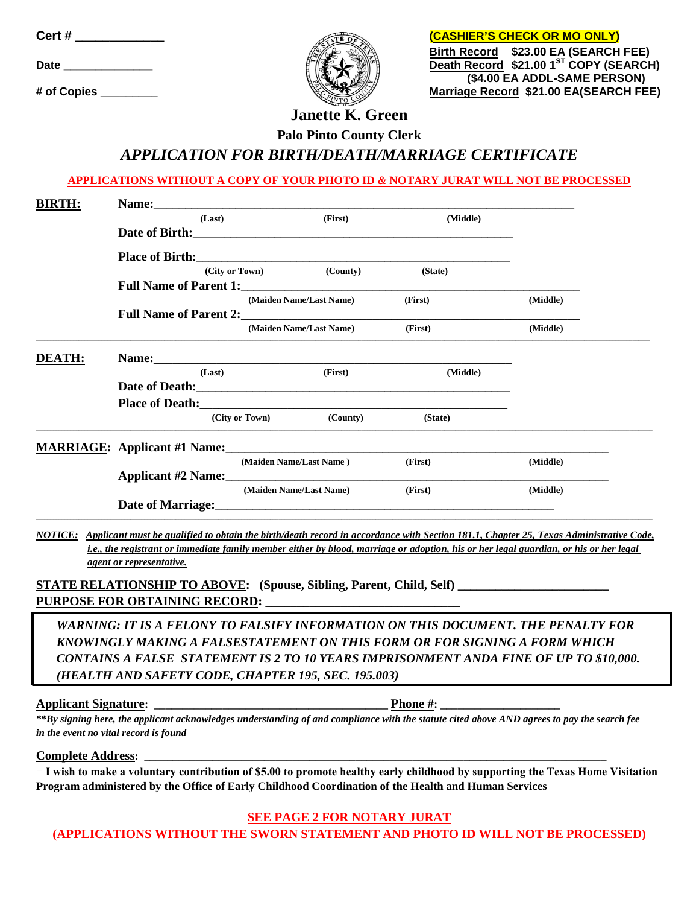Cert # _____________

Date ______________

# of Copies _________

**(CASHIER'S CHECK OR MO ONLY)**

**Birth Record** $23.00 EA (SEARCH FEE)
**Death Record** $21.00 1ST COPY (SEARCH)
($4.00 EA ADDL-SAME PERSON)
**Marriage Record** $21.00 EA(SEARCH FEE)

# Janette K. Green

## Palo Pinto County Clerk

## *APPLICATION FOR BIRTH/DEATH/MARRIAGE CERTIFICATE*

**APPLICATIONS WITHOUT A COPY OF YOUR PHOTO ID & NOTARY JURAT WILL NOT BE PROCESSED**

**BIRTH:**

**Name:** ____________________________________________
(Last) (First) (Middle)

**Date of Birth:** ____________________________________

**Place of Birth:** ___________________________________
(City or Town) (County) (State)

**Full Name of Parent 1:** ____________________________
(Maiden Name/Last Name) (First) (Middle)

**Full Name of Parent 2:** ____________________________
(Maiden Name/Last Name) (First) (Middle)

**DEATH:**

**Name:** ____________________________________________
(Last) (First) (Middle)

**Date of Death:** ___________________________________

**Place of Death:** __________________________________
(City or Town) (County) (State)

**MARRIAGE:**

**Applicant #1 Name:** ________________________________
(Maiden Name/Last Name ) (First) (Middle)

**Applicant #2 Name:** ________________________________
(Maiden Name/Last Name) (First) (Middle)

**Date of Marriage:** ________________________________

***NOTICE:*** *Applicant must be qualified to obtain the birth/death record in accordance with Section 181.1, Chapter 25, Texas Administrative Code, i.e., the registrant or immediate family member either by blood, marriage or adoption, his or her legal guardian, or his or her legal agent or representative.*

**STATE RELATIONSHIP TO ABOVE: (Spouse, Sibling, Parent, Child, Self)** _______________________

**PURPOSE FOR OBTAINING RECORD:** _____________________________

***WARNING: IT IS A FELONY TO FALSIFY INFORMATION ON THIS DOCUMENT. THE PENALTY FOR KNOWINGLY MAKING A FALSESTATEMENT ON THIS FORM OR FOR SIGNING A FORM WHICH CONTAINS A FALSE STATEMENT IS 2 TO 10 YEARS IMPRISONMENT ANDA FINE OF UP TO $10,000. (HEALTH AND SAFETY CODE, CHAPTER 195, SEC. 195.003)***

**Applicant Signature:** _____________________________________ **Phone #:** __________________

***\*\*By signing here, the applicant acknowledges understanding of and compliance with the statute cited above AND agrees to pay the search fee in the event no vital record is found***

**Complete Address:** __________________________________________________________________

**□ I wish to make a voluntary contribution of $5.00 to promote healthy early childhood by supporting the Texas Home Visitation Program administered by the Office of Early Childhood Coordination of the Health and Human Services**

**SEE PAGE 2 FOR NOTARY JURAT**

**(APPLICATIONS WITHOUT THE SWORN STATEMENT AND PHOTO ID WILL NOT BE PROCESSED)**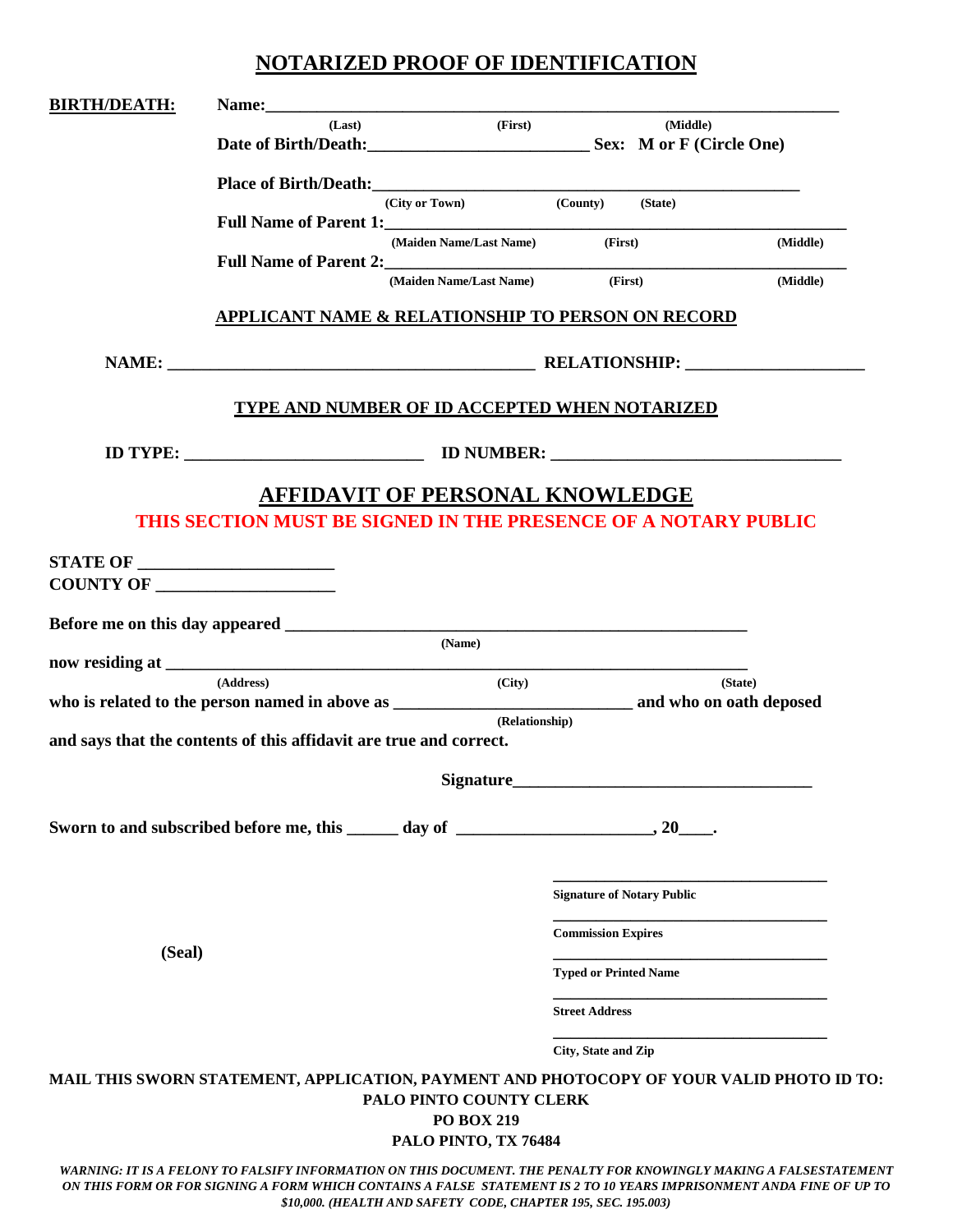# NOTARIZED PROOF OF IDENTIFICATION

**BIRTH/DEATH:**

**Name:**\_\_\_\_\_\_\_\_\_\_\_\_\_\_\_\_\_\_\_\_\_\_\_\_\_\_\_\_\_\_\_\_\_\_\_\_\_\_\_\_\_\_\_\_\_\_\_\_\_\_\_\_\_\_\_\_\_\_\_\_\_\_\_\_
(Last) (First) (Middle)

**Date of Birth/Death:**\_\_\_\_\_\_\_\_\_\_\_\_\_\_\_\_\_\_\_\_\_\_\_\_\_\_ **Sex: M or F (Circle One)**

**Place of Birth/Death:**\_\_\_\_\_\_\_\_\_\_\_\_\_\_\_\_\_\_\_\_\_\_\_\_\_\_\_\_\_\_\_\_\_\_\_\_\_\_\_\_\_\_\_\_\_\_\_\_\_
(City or Town) (County) (State)

**Full Name of Parent 1:**\_\_\_\_\_\_\_\_\_\_\_\_\_\_\_\_\_\_\_\_\_\_\_\_\_\_\_\_\_\_\_\_\_\_\_\_\_\_\_\_\_\_\_\_\_\_\_\_\_\_\_\_\_
(Maiden Name/Last Name) (First) (Middle)

**Full Name of Parent 2:**\_\_\_\_\_\_\_\_\_\_\_\_\_\_\_\_\_\_\_\_\_\_\_\_\_\_\_\_\_\_\_\_\_\_\_\_\_\_\_\_\_\_\_\_\_\_\_\_\_\_\_\_\_
(Maiden Name/Last Name) (First) (Middle)

**APPLICANT NAME & RELATIONSHIP TO PERSON ON RECORD**

**NAME:** \_\_\_\_\_\_\_\_\_\_\_\_\_\_\_\_\_\_\_\_\_\_\_\_\_\_\_\_\_\_\_\_\_\_\_\_\_\_\_\_\_\_\_\_ **RELATIONSHIP:** \_\_\_\_\_\_\_\_\_\_\_\_\_\_\_\_\_\_\_\_\_\_

**TYPE AND NUMBER OF ID ACCEPTED WHEN NOTARIZED**

**ID TYPE:** \_\_\_\_\_\_\_\_\_\_\_\_\_\_\_\_\_\_\_\_\_\_\_\_\_\_\_\_\_ **ID NUMBER:** \_\_\_\_\_\_\_\_\_\_\_\_\_\_\_\_\_\_\_\_\_\_\_\_\_\_\_\_\_\_\_\_\_\_\_\_

## AFFIDAVIT OF PERSONAL KNOWLEDGE

**THIS SECTION MUST BE SIGNED IN THE PRESENCE OF A NOTARY PUBLIC**

**STATE OF** \_\_\_\_\_\_\_\_\_\_\_\_\_\_\_\_\_\_\_\_\_\_\_\_
**COUNTY OF** \_\_\_\_\_\_\_\_\_\_\_\_\_\_\_\_\_\_\_\_\_\_

**Before me on this day appeared** \_\_\_\_\_\_\_\_\_\_\_\_\_\_\_\_\_\_\_\_\_\_\_\_\_\_\_\_\_\_\_\_\_\_\_\_\_\_\_\_\_\_\_\_\_\_\_\_\_\_\_\_\_\_\_\_
(Name)

**now residing at** \_\_\_\_\_\_\_\_\_\_\_\_\_\_\_\_\_\_\_\_\_\_\_\_\_\_\_\_\_\_\_\_\_\_\_\_\_\_\_\_\_\_\_\_\_\_\_\_\_\_\_\_\_\_\_\_\_\_\_\_\_\_\_\_\_\_\_\_\_\_\_\_\_\_\_
(Address) (City) (State)

**who is related to the person named in above as** \_\_\_\_\_\_\_\_\_\_\_\_\_\_\_\_\_\_\_\_\_\_\_\_\_\_\_\_\_\_ **and who on oath deposed**
(Relationship)

**and says that the contents of this affidavit are true and correct.**

**Signature**\_\_\_\_\_\_\_\_\_\_\_\_\_\_\_\_\_\_\_\_\_\_\_\_\_\_\_\_\_\_\_\_\_\_\_\_\_\_

**Sworn to and subscribed before me, this** \_\_\_\_\_\_ **day of** \_\_\_\_\_\_\_\_\_\_\_\_\_\_\_\_\_\_\_\_\_\_\_\_, **20**\_\_\_\_.

\_\_\_\_\_\_\_\_\_\_\_\_\_\_\_\_\_\_\_\_\_\_\_\_\_\_\_\_\_\_\_\_\_\_\_\_\_
**Signature of Notary Public**

\_\_\_\_\_\_\_\_\_\_\_\_\_\_\_\_\_\_\_\_\_\_\_\_\_\_\_\_\_\_\_\_\_\_\_\_\_
**Commission Expires**

**(Seal)**

\_\_\_\_\_\_\_\_\_\_\_\_\_\_\_\_\_\_\_\_\_\_\_\_\_\_\_\_\_\_\_\_\_\_\_\_\_
**Typed or Printed Name**

\_\_\_\_\_\_\_\_\_\_\_\_\_\_\_\_\_\_\_\_\_\_\_\_\_\_\_\_\_\_\_\_\_\_\_\_\_
**Street Address**

\_\_\_\_\_\_\_\_\_\_\_\_\_\_\_\_\_\_\_\_\_\_\_\_\_\_\_\_\_\_\_\_\_\_\_\_\_
**City, State and Zip**

**MAIL THIS SWORN STATEMENT, APPLICATION, PAYMENT AND PHOTOCOPY OF YOUR VALID PHOTO ID TO:**
**PALO PINTO COUNTY CLERK**
**PO BOX 219**
**PALO PINTO, TX 76484**

***WARNING: IT IS A FELONY TO FALSIFY INFORMATION ON THIS DOCUMENT. THE PENALTY FOR KNOWINGLY MAKING A FALSESTATEMENT ON THIS FORM OR FOR SIGNING A FORM WHICH CONTAINS A FALSE STATEMENT IS 2 TO 10 YEARS IMPRISONMENT ANDA FINE OF UP TO $10,000. (HEALTH AND SAFETY CODE, CHAPTER 195, SEC. 195.003)***